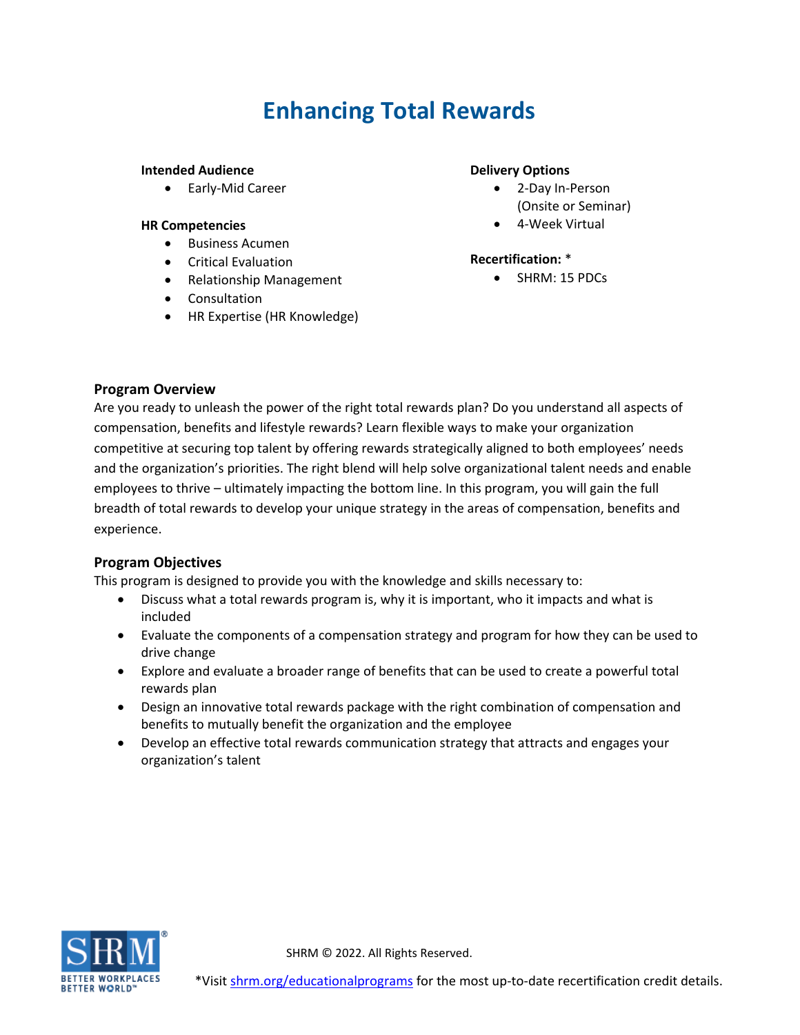# Enhancing Total Rewards

**Intended Audience**

- Early-Mid Career

**HR Competencies**

- Business Acumen
- Critical Evaluation
- Relationship Management
- Consultation
- HR Expertise (HR Knowledge)

**Delivery Options**

- 2-Day In-Person (Onsite or Seminar)
- 4-Week Virtual

**Recertification:** *

- SHRM: 15 PDCs

## Program Overview

Are you ready to unleash the power of the right total rewards plan? Do you understand all aspects of compensation, benefits and lifestyle rewards? Learn flexible ways to make your organization competitive at securing top talent by offering rewards strategically aligned to both employees' needs and the organization's priorities. The right blend will help solve organizational talent needs and enable employees to thrive – ultimately impacting the bottom line. In this program, you will gain the full breadth of total rewards to develop your unique strategy in the areas of compensation, benefits and experience.

## Program Objectives

This program is designed to provide you with the knowledge and skills necessary to:

- Discuss what a total rewards program is, why it is important, who it impacts and what is included
- Evaluate the components of a compensation strategy and program for how they can be used to drive change
- Explore and evaluate a broader range of benefits that can be used to create a powerful total rewards plan
- Design an innovative total rewards package with the right combination of compensation and benefits to mutually benefit the organization and the employee
- Develop an effective total rewards communication strategy that attracts and engages your organization's talent

SHRM © 2022. All Rights Reserved.

*Visit shrm.org/educationalprograms for the most up-to-date recertification credit details.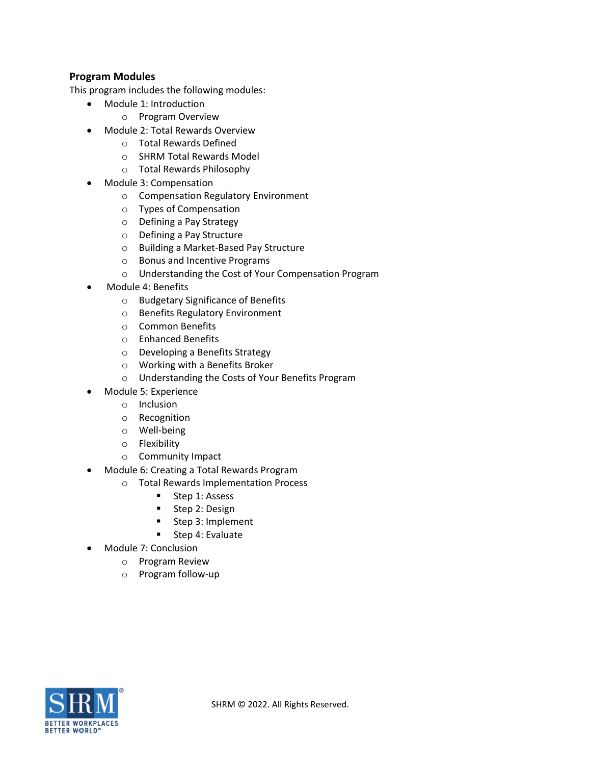**Program Modules**

This program includes the following modules:

- Module 1: Introduction
    - Program Overview
- Module 2: Total Rewards Overview
    - Total Rewards Defined
    - SHRM Total Rewards Model
    - Total Rewards Philosophy
- Module 3: Compensation
    - Compensation Regulatory Environment
    - Types of Compensation
    - Defining a Pay Strategy
    - Defining a Pay Structure
    - Building a Market-Based Pay Structure
    - Bonus and Incentive Programs
    - Understanding the Cost of Your Compensation Program
- Module 4: Benefits
    - Budgetary Significance of Benefits
    - Benefits Regulatory Environment
    - Common Benefits
    - Enhanced Benefits
    - Developing a Benefits Strategy
    - Working with a Benefits Broker
    - Understanding the Costs of Your Benefits Program
- Module 5: Experience
    - Inclusion
    - Recognition
    - Well-being
    - Flexibility
    - Community Impact
- Module 6: Creating a Total Rewards Program
    - Total Rewards Implementation Process
        - Step 1: Assess
        - Step 2: Design
        - Step 3: Implement
        - Step 4: Evaluate
- Module 7: Conclusion
    - Program Review
    - Program follow-up